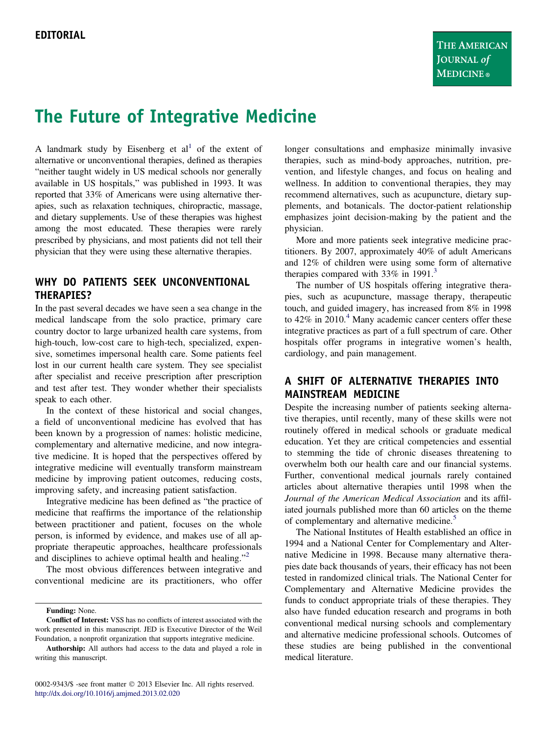EDITORIAL

# The Future of Integrative Medicine

A landmark study by Eisenberg et al[1] of the extent of alternative or unconventional therapies, defined as therapies "neither taught widely in US medical schools nor generally available in US hospitals," was published in 1993. It was reported that 33% of Americans were using alternative therapies, such as relaxation techniques, chiropractic, massage, and dietary supplements. Use of these therapies was highest among the most educated. These therapies were rarely prescribed by physicians, and most patients did not tell their physician that they were using these alternative therapies.

## WHY DO PATIENTS SEEK UNCONVENTIONAL THERAPIES?

In the past several decades we have seen a sea change in the medical landscape from the solo practice, primary care country doctor to large urbanized health care systems, from high-touch, low-cost care to high-tech, specialized, expensive, sometimes impersonal health care. Some patients feel lost in our current health care system. They see specialist after specialist and receive prescription after prescription and test after test. They wonder whether their specialists speak to each other.

In the context of these historical and social changes, a field of unconventional medicine has evolved that has been known by a progression of names: holistic medicine, complementary and alternative medicine, and now integrative medicine. It is hoped that the perspectives offered by integrative medicine will eventually transform mainstream medicine by improving patient outcomes, reducing costs, improving safety, and increasing patient satisfaction.

Integrative medicine has been defined as "the practice of medicine that reaffirms the importance of the relationship between practitioner and patient, focuses on the whole person, is informed by evidence, and makes use of all appropriate therapeutic approaches, healthcare professionals and disciplines to achieve optimal health and healing."[2]

The most obvious differences between integrative and conventional medicine are its practitioners, who offer longer consultations and emphasize minimally invasive therapies, such as mind-body approaches, nutrition, prevention, and lifestyle changes, and focus on healing and wellness. In addition to conventional therapies, they may recommend alternatives, such as acupuncture, dietary supplements, and botanicals. The doctor-patient relationship emphasizes joint decision-making by the patient and the physician.

More and more patients seek integrative medicine practitioners. By 2007, approximately 40% of adult Americans and 12% of children were using some form of alternative therapies compared with 33% in 1991.[3]

The number of US hospitals offering integrative therapies, such as acupuncture, massage therapy, therapeutic touch, and guided imagery, has increased from 8% in 1998 to 42% in 2010.[4] Many academic cancer centers offer these integrative practices as part of a full spectrum of care. Other hospitals offer programs in integrative women's health, cardiology, and pain management.

## A SHIFT OF ALTERNATIVE THERAPIES INTO MAINSTREAM MEDICINE

Despite the increasing number of patients seeking alternative therapies, until recently, many of these skills were not routinely offered in medical schools or graduate medical education. Yet they are critical competencies and essential to stemming the tide of chronic diseases threatening to overwhelm both our health care and our financial systems. Further, conventional medical journals rarely contained articles about alternative therapies until 1998 when the *Journal of the American Medical Association* and its affiliated journals published more than 60 articles on the theme of complementary and alternative medicine.[5]

The National Institutes of Health established an office in 1994 and a National Center for Complementary and Alternative Medicine in 1998. Because many alternative therapies date back thousands of years, their efficacy has not been tested in randomized clinical trials. The National Center for Complementary and Alternative Medicine provides the funds to conduct appropriate trials of these therapies. They also have funded education research and programs in both conventional medical nursing schools and complementary and alternative medicine professional schools. Outcomes of these studies are being published in the conventional medical literature.

**Funding:** None.

**Conflict of Interest:** VSS has no conflicts of interest associated with the work presented in this manuscript. JED is Executive Director of the Weil Foundation, a nonprofit organization that supports integrative medicine.

**Authorship:** All authors had access to the data and played a role in writing this manuscript.

0002-9343/$ -see front matter © 2013 Elsevier Inc. All rights reserved.
http://dx.doi.org/10.1016/j.amjmed.2013.02.020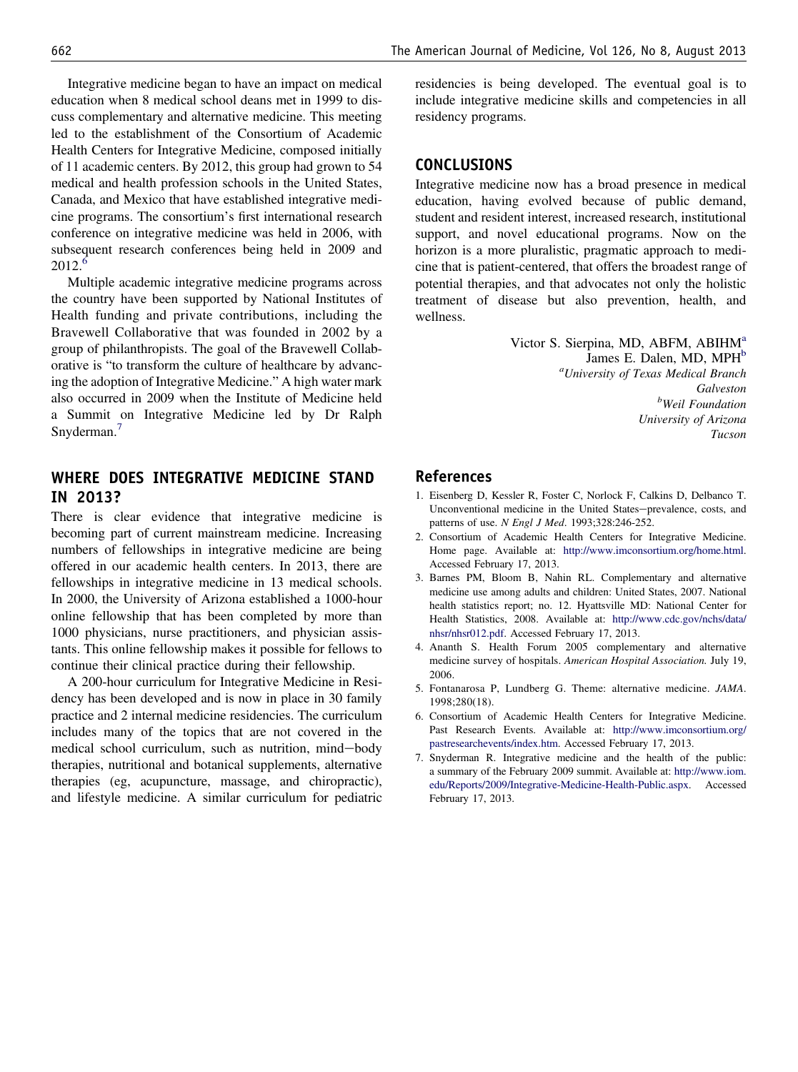Integrative medicine began to have an impact on medical education when 8 medical school deans met in 1999 to discuss complementary and alternative medicine. This meeting led to the establishment of the Consortium of Academic Health Centers for Integrative Medicine, composed initially of 11 academic centers. By 2012, this group had grown to 54 medical and health profession schools in the United States, Canada, and Mexico that have established integrative medicine programs. The consortium's first international research conference on integrative medicine was held in 2006, with subsequent research conferences being held in 2009 and 2012.[6]

Multiple academic integrative medicine programs across the country have been supported by National Institutes of Health funding and private contributions, including the Bravewell Collaborative that was founded in 2002 by a group of philanthropists. The goal of the Bravewell Collaborative is "to transform the culture of healthcare by advancing the adoption of Integrative Medicine." A high water mark also occurred in 2009 when the Institute of Medicine held a Summit on Integrative Medicine led by Dr Ralph Snyderman.[7]

## WHERE DOES INTEGRATIVE MEDICINE STAND IN 2013?

There is clear evidence that integrative medicine is becoming part of current mainstream medicine. Increasing numbers of fellowships in integrative medicine are being offered in our academic health centers. In 2013, there are fellowships in integrative medicine in 13 medical schools. In 2000, the University of Arizona established a 1000-hour online fellowship that has been completed by more than 1000 physicians, nurse practitioners, and physician assistants. This online fellowship makes it possible for fellows to continue their clinical practice during their fellowship.

A 200-hour curriculum for Integrative Medicine in Residency has been developed and is now in place in 30 family practice and 2 internal medicine residencies. The curriculum includes many of the topics that are not covered in the medical school curriculum, such as nutrition, mind−body therapies, nutritional and botanical supplements, alternative therapies (eg, acupuncture, massage, and chiropractic), and lifestyle medicine. A similar curriculum for pediatric residencies is being developed. The eventual goal is to include integrative medicine skills and competencies in all residency programs.

## CONCLUSIONS

Integrative medicine now has a broad presence in medical education, having evolved because of public demand, student and resident interest, increased research, institutional support, and novel educational programs. Now on the horizon is a more pluralistic, pragmatic approach to medicine that is patient-centered, that offers the broadest range of potential therapies, and that advocates not only the holistic treatment of disease but also prevention, health, and wellness.

Victor S. Sierpina, MD, ABFM, ABIHM[a]
James E. Dalen, MD, MPH[b]
[a]*University of Texas Medical Branch*
*Galveston*
[b]*Weil Foundation*
*University of Arizona*
*Tucson*

## References

1. Eisenberg D, Kessler R, Foster C, Norlock F, Calkins D, Delbanco T. Unconventional medicine in the United States−prevalence, costs, and patterns of use. *N Engl J Med*. 1993;328:246-252.
2. Consortium of Academic Health Centers for Integrative Medicine. Home page. Available at: http://www.imconsortium.org/home.html. Accessed February 17, 2013.
3. Barnes PM, Bloom B, Nahin RL. Complementary and alternative medicine use among adults and children: United States, 2007. National health statistics report; no. 12. Hyattsville MD: National Center for Health Statistics, 2008. Available at: http://www.cdc.gov/nchs/data/nhsr/nhsr012.pdf. Accessed February 17, 2013.
4. Ananth S. Health Forum 2005 complementary and alternative medicine survey of hospitals. *American Hospital Association.* July 19, 2006.
5. Fontanarosa P, Lundberg G. Theme: alternative medicine. *JAMA*. 1998;280(18).
6. Consortium of Academic Health Centers for Integrative Medicine. Past Research Events. Available at: http://www.imconsortium.org/pastresearchevents/index.htm. Accessed February 17, 2013.
7. Snyderman R. Integrative medicine and the health of the public: a summary of the February 2009 summit. Available at: http://www.iom.edu/Reports/2009/Integrative-Medicine-Health-Public.aspx. Accessed February 17, 2013.